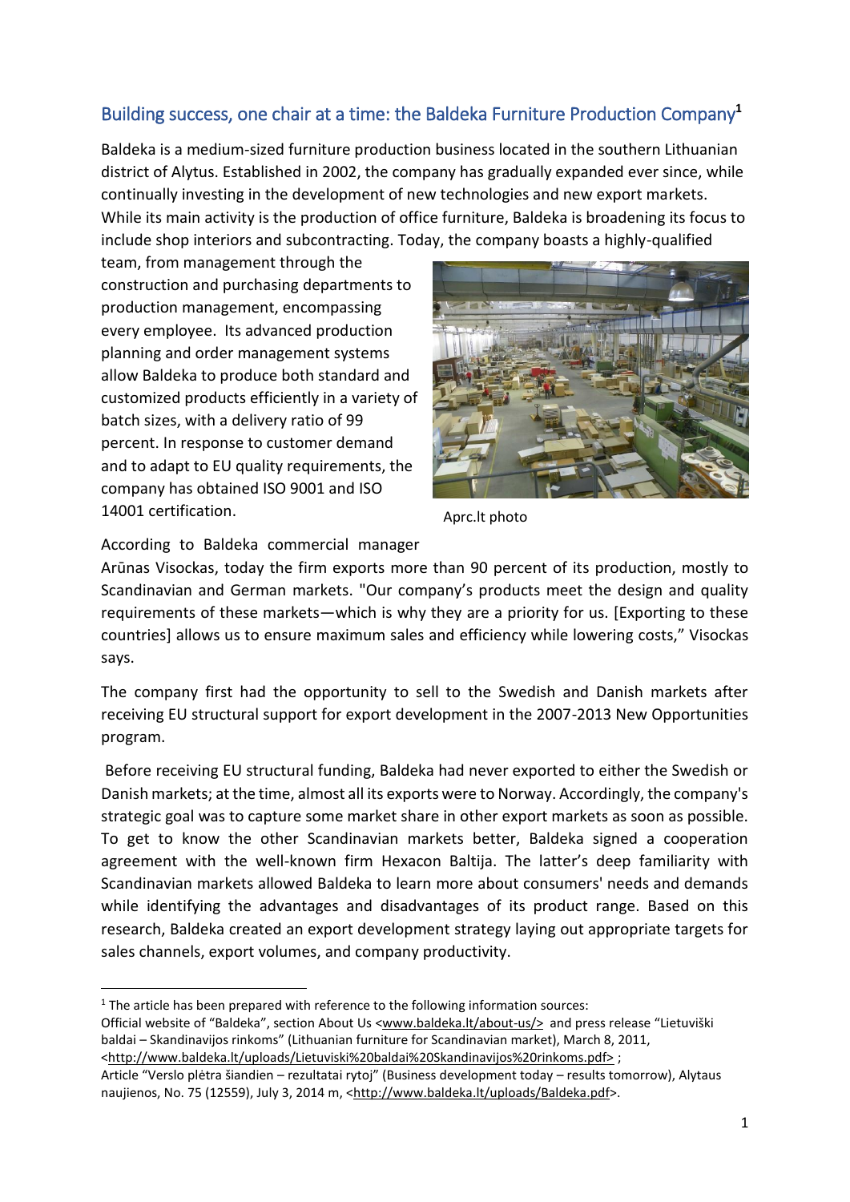## Building success, one chair at a time: the Baldeka Furniture Production Company[1]

Baldeka is a medium-sized furniture production business located in the southern Lithuanian district of Alytus. Established in 2002, the company has gradually expanded ever since, while continually investing in the development of new technologies and new export markets. While its main activity is the production of office furniture, Baldeka is broadening its focus to include shop interiors and subcontracting. Today, the company boasts a highly-qualified team, from management through the construction and purchasing departments to production management, encompassing every employee. Its advanced production planning and order management systems allow Baldeka to produce both standard and customized products efficiently in a variety of batch sizes, with a delivery ratio of 99 percent. In response to customer demand and to adapt to EU quality requirements, the company has obtained ISO 9001 and ISO 14001 certification.

Aprc.lt photo

According to Baldeka commercial manager Arūnas Visockas, today the firm exports more than 90 percent of its production, mostly to Scandinavian and German markets. "Our company's products meet the design and quality requirements of these markets—which is why they are a priority for us. [Exporting to these countries] allows us to ensure maximum sales and efficiency while lowering costs," Visockas says.

The company first had the opportunity to sell to the Swedish and Danish markets after receiving EU structural support for export development in the 2007-2013 New Opportunities program.

Before receiving EU structural funding, Baldeka had never exported to either the Swedish or Danish markets; at the time, almost all its exports were to Norway. Accordingly, the company's strategic goal was to capture some market share in other export markets as soon as possible. To get to know the other Scandinavian markets better, Baldeka signed a cooperation agreement with the well-known firm Hexacon Baltija. The latter's deep familiarity with Scandinavian markets allowed Baldeka to learn more about consumers' needs and demands while identifying the advantages and disadvantages of its product range. Based on this research, Baldeka created an export development strategy laying out appropriate targets for sales channels, export volumes, and company productivity.

---

[1] The article has been prepared with reference to the following information sources:
Official website of "Baldeka", section About Us <www.baldeka.lt/about-us/> and press release "Lietuviški baldai – Skandinavijos rinkoms" (Lithuanian furniture for Scandinavian market), March 8, 2011, <http://www.baldeka.lt/uploads/Lietuviski%20baldai%20Skandinavijos%20rinkoms.pdf> ;
Article "Verslo plėtra šiandien – rezultatai rytoj" (Business development today – results tomorrow), Alytaus naujienos, No. 75 (12559), July 3, 2014 m, <http://www.baldeka.lt/uploads/Baldeka.pdf>.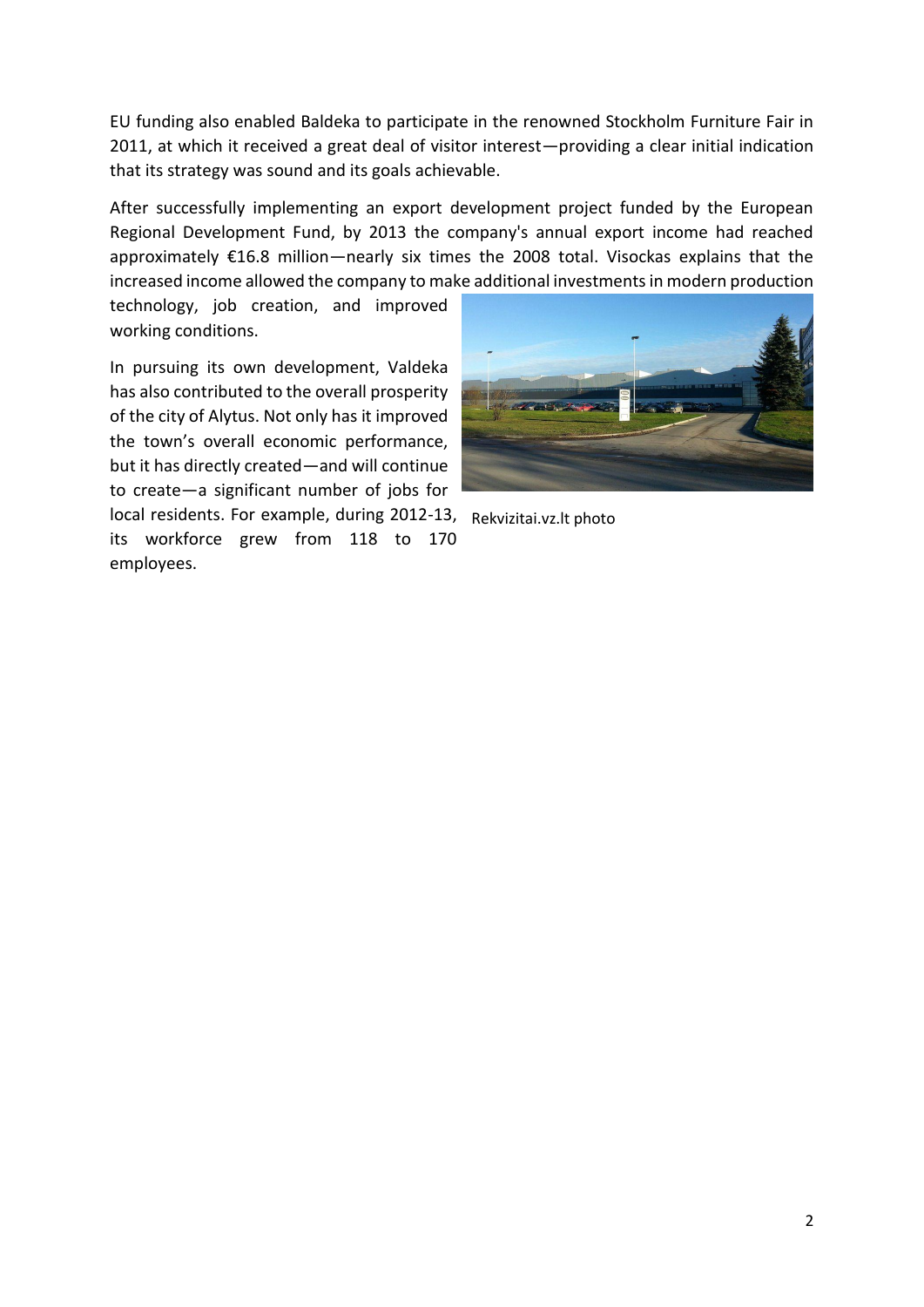EU funding also enabled Baldeka to participate in the renowned Stockholm Furniture Fair in 2011, at which it received a great deal of visitor interest—providing a clear initial indication that its strategy was sound and its goals achievable.

After successfully implementing an export development project funded by the European Regional Development Fund, by 2013 the company's annual export income had reached approximately €16.8 million—nearly six times the 2008 total. Visockas explains that the increased income allowed the company to make additional investments in modern production technology, job creation, and improved working conditions.

In pursuing its own development, Valdeka has also contributed to the overall prosperity of the city of Alytus. Not only has it improved the town's overall economic performance, but it has directly created—and will continue to create—a significant number of jobs for local residents. For example, during 2012-13, its workforce grew from 118 to 170 employees.

Rekvizitai.vz.lt photo